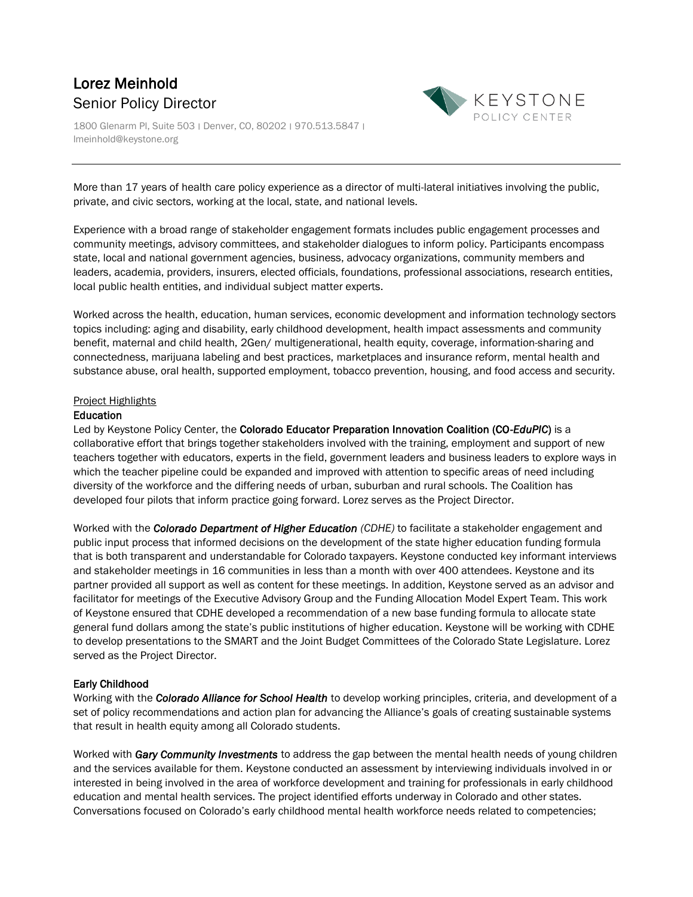# Lorez Meinhold

## Senior Policy Director

1800 Glenarm Pl, Suite 503 | Denver, CO, 80202 | 970.513.5847 | lmeinhold@keystone.org

---

More than 17 years of health care policy experience as a director of multi-lateral initiatives involving the public, private, and civic sectors, working at the local, state, and national levels.

Experience with a broad range of stakeholder engagement formats includes public engagement processes and community meetings, advisory committees, and stakeholder dialogues to inform policy. Participants encompass state, local and national government agencies, business, advocacy organizations, community members and leaders, academia, providers, insurers, elected officials, foundations, professional associations, research entities, local public health entities, and individual subject matter experts.

Worked across the health, education, human services, economic development and information technology sectors topics including: aging and disability, early childhood development, health impact assessments and community benefit, maternal and child health, 2Gen/ multigenerational, health equity, coverage, information-sharing and connectedness, marijuana labeling and best practices, marketplaces and insurance reform, mental health and substance abuse, oral health, supported employment, tobacco prevention, housing, and food access and security.

Project Highlights

### Education

Led by Keystone Policy Center, the **Colorado Educator Preparation Innovation Coalition (CO-*EduPIC*)** is a collaborative effort that brings together stakeholders involved with the training, employment and support of new teachers together with educators, experts in the field, government leaders and business leaders to explore ways in which the teacher pipeline could be expanded and improved with attention to specific areas of need including diversity of the workforce and the differing needs of urban, suburban and rural schools. The Coalition has developed four pilots that inform practice going forward. Lorez serves as the Project Director.

Worked with the ***Colorado Department of Higher Education*** *(CDHE)* to facilitate a stakeholder engagement and public input process that informed decisions on the development of the state higher education funding formula that is both transparent and understandable for Colorado taxpayers. Keystone conducted key informant interviews and stakeholder meetings in 16 communities in less than a month with over 400 attendees. Keystone and its partner provided all support as well as content for these meetings. In addition, Keystone served as an advisor and facilitator for meetings of the Executive Advisory Group and the Funding Allocation Model Expert Team. This work of Keystone ensured that CDHE developed a recommendation of a new base funding formula to allocate state general fund dollars among the state's public institutions of higher education. Keystone will be working with CDHE to develop presentations to the SMART and the Joint Budget Committees of the Colorado State Legislature. Lorez served as the Project Director.

### Early Childhood

Working with the ***Colorado Alliance for School Health*** to develop working principles, criteria, and development of a set of policy recommendations and action plan for advancing the Alliance's goals of creating sustainable systems that result in health equity among all Colorado students.

Worked with ***Gary Community Investments*** to address the gap between the mental health needs of young children and the services available for them. Keystone conducted an assessment by interviewing individuals involved in or interested in being involved in the area of workforce development and training for professionals in early childhood education and mental health services. The project identified efforts underway in Colorado and other states. Conversations focused on Colorado's early childhood mental health workforce needs related to competencies;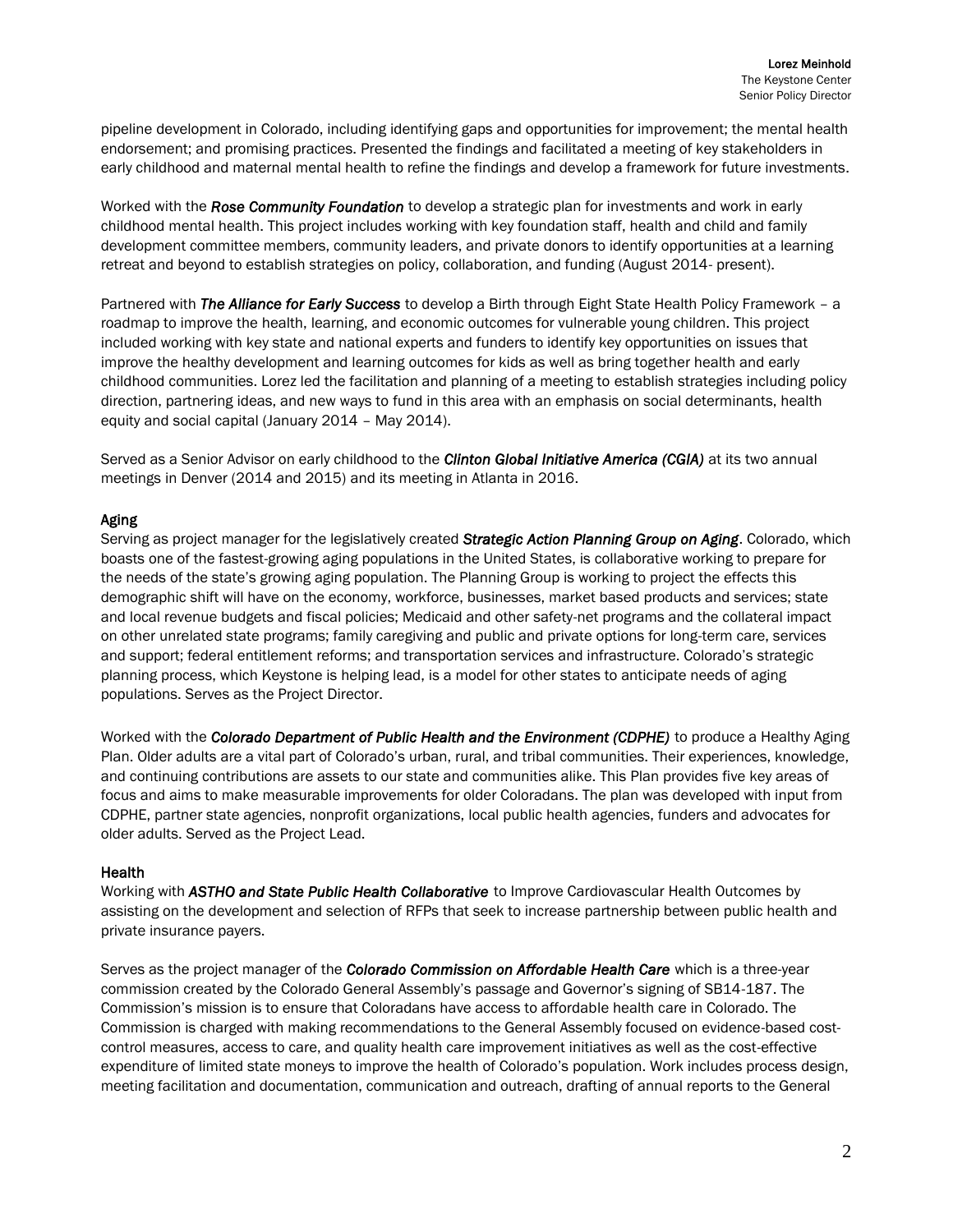pipeline development in Colorado, including identifying gaps and opportunities for improvement; the mental health endorsement; and promising practices. Presented the findings and facilitated a meeting of key stakeholders in early childhood and maternal mental health to refine the findings and develop a framework for future investments.

Worked with the ***Rose Community Foundation*** to develop a strategic plan for investments and work in early childhood mental health. This project includes working with key foundation staff, health and child and family development committee members, community leaders, and private donors to identify opportunities at a learning retreat and beyond to establish strategies on policy, collaboration, and funding (August 2014- present).

Partnered with ***The Alliance for Early Success*** to develop a Birth through Eight State Health Policy Framework – a roadmap to improve the health, learning, and economic outcomes for vulnerable young children. This project included working with key state and national experts and funders to identify key opportunities on issues that improve the healthy development and learning outcomes for kids as well as bring together health and early childhood communities. Lorez led the facilitation and planning of a meeting to establish strategies including policy direction, partnering ideas, and new ways to fund in this area with an emphasis on social determinants, health equity and social capital (January 2014 – May 2014).

Served as a Senior Advisor on early childhood to the ***Clinton Global Initiative America (CGIA)*** at its two annual meetings in Denver (2014 and 2015) and its meeting in Atlanta in 2016.

## Aging

Serving as project manager for the legislatively created ***Strategic Action Planning Group on Aging***. Colorado, which boasts one of the fastest-growing aging populations in the United States, is collaborative working to prepare for the needs of the state's growing aging population. The Planning Group is working to project the effects this demographic shift will have on the economy, workforce, businesses, market based products and services; state and local revenue budgets and fiscal policies; Medicaid and other safety-net programs and the collateral impact on other unrelated state programs; family caregiving and public and private options for long-term care, services and support; federal entitlement reforms; and transportation services and infrastructure. Colorado's strategic planning process, which Keystone is helping lead, is a model for other states to anticipate needs of aging populations. Serves as the Project Director.

Worked with the ***Colorado Department of Public Health and the Environment (CDPHE)*** to produce a Healthy Aging Plan. Older adults are a vital part of Colorado's urban, rural, and tribal communities. Their experiences, knowledge, and continuing contributions are assets to our state and communities alike. This Plan provides five key areas of focus and aims to make measurable improvements for older Coloradans. The plan was developed with input from CDPHE, partner state agencies, nonprofit organizations, local public health agencies, funders and advocates for older adults. Served as the Project Lead.

## Health

Working with ***ASTHO and State Public Health Collaborative*** to Improve Cardiovascular Health Outcomes by assisting on the development and selection of RFPs that seek to increase partnership between public health and private insurance payers.

Serves as the project manager of the ***Colorado Commission on Affordable Health Care*** which is a three-year commission created by the Colorado General Assembly's passage and Governor's signing of SB14-187. The Commission's mission is to ensure that Coloradans have access to affordable health care in Colorado. The Commission is charged with making recommendations to the General Assembly focused on evidence-based cost-control measures, access to care, and quality health care improvement initiatives as well as the cost-effective expenditure of limited state moneys to improve the health of Colorado's population. Work includes process design, meeting facilitation and documentation, communication and outreach, drafting of annual reports to the General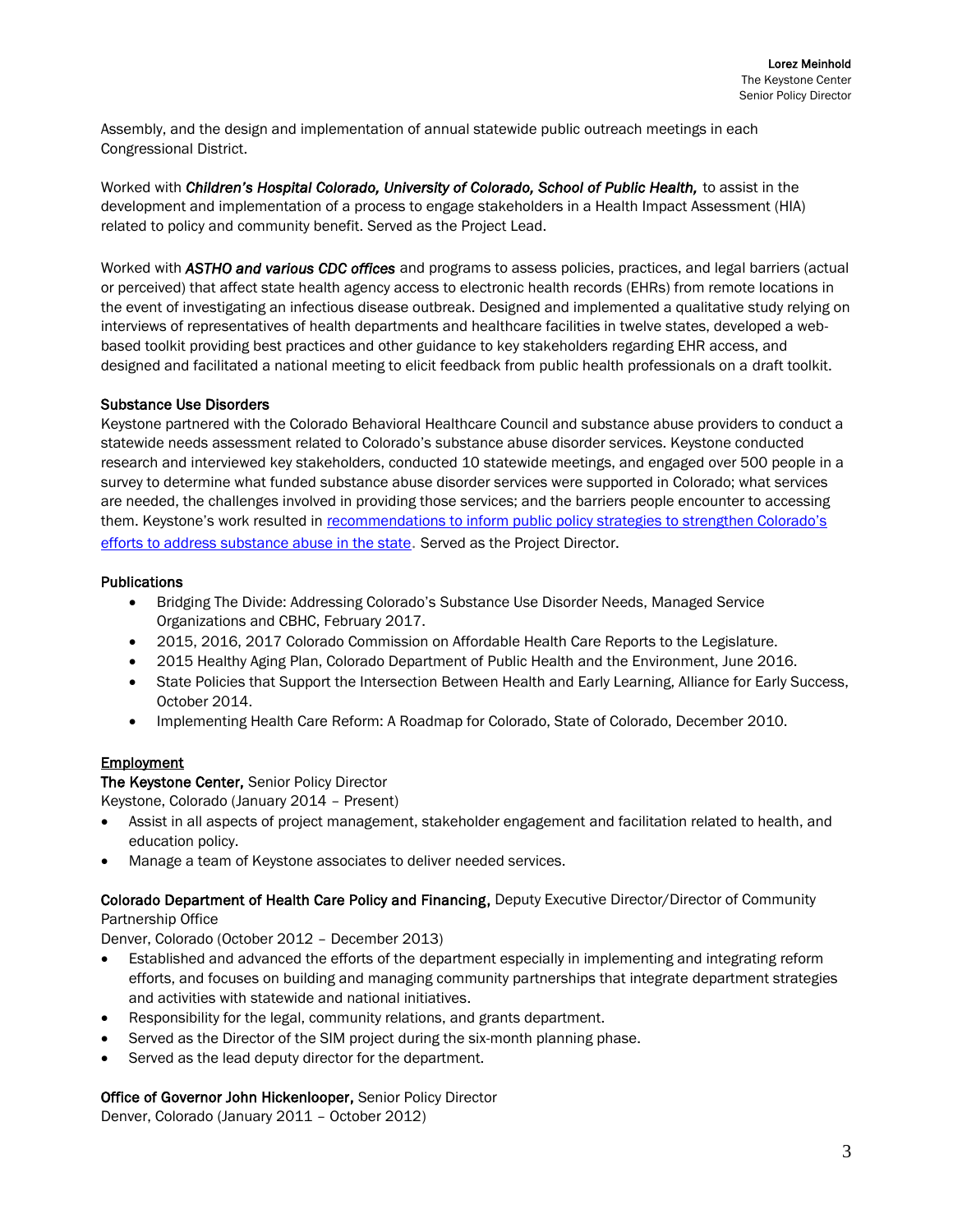Assembly, and the design and implementation of annual statewide public outreach meetings in each Congressional District.

Worked with ***Children's Hospital Colorado, University of Colorado, School of Public Health,*** to assist in the development and implementation of a process to engage stakeholders in a Health Impact Assessment (HIA) related to policy and community benefit. Served as the Project Lead.

Worked with ***ASTHO and various CDC offices*** and programs to assess policies, practices, and legal barriers (actual or perceived) that affect state health agency access to electronic health records (EHRs) from remote locations in the event of investigating an infectious disease outbreak. Designed and implemented a qualitative study relying on interviews of representatives of health departments and healthcare facilities in twelve states, developed a web-based toolkit providing best practices and other guidance to key stakeholders regarding EHR access, and designed and facilitated a national meeting to elicit feedback from public health professionals on a draft toolkit.

**Substance Use Disorders**

Keystone partnered with the Colorado Behavioral Healthcare Council and substance abuse providers to conduct a statewide needs assessment related to Colorado's substance abuse disorder services. Keystone conducted research and interviewed key stakeholders, conducted 10 statewide meetings, and engaged over 500 people in a survey to determine what funded substance abuse disorder services were supported in Colorado; what services are needed, the challenges involved in providing those services; and the barriers people encounter to accessing them. Keystone's work resulted in recommendations to inform public policy strategies to strengthen Colorado's efforts to address substance abuse in the state. Served as the Project Director.

**Publications**

- Bridging The Divide: Addressing Colorado's Substance Use Disorder Needs, Managed Service Organizations and CBHC, February 2017.
- 2015, 2016, 2017 Colorado Commission on Affordable Health Care Reports to the Legislature.
- 2015 Healthy Aging Plan, Colorado Department of Public Health and the Environment, June 2016.
- State Policies that Support the Intersection Between Health and Early Learning, Alliance for Early Success, October 2014.
- Implementing Health Care Reform: A Roadmap for Colorado, State of Colorado, December 2010.

**Employment**

**The Keystone Center,** Senior Policy Director
Keystone, Colorado (January 2014 – Present)

- Assist in all aspects of project management, stakeholder engagement and facilitation related to health, and education policy.
- Manage a team of Keystone associates to deliver needed services.

**Colorado Department of Health Care Policy and Financing,** Deputy Executive Director/Director of Community Partnership Office
Denver, Colorado (October 2012 – December 2013)

- Established and advanced the efforts of the department especially in implementing and integrating reform efforts, and focuses on building and managing community partnerships that integrate department strategies and activities with statewide and national initiatives.
- Responsibility for the legal, community relations, and grants department.
- Served as the Director of the SIM project during the six-month planning phase.
- Served as the lead deputy director for the department.

**Office of Governor John Hickenlooper,** Senior Policy Director
Denver, Colorado (January 2011 – October 2012)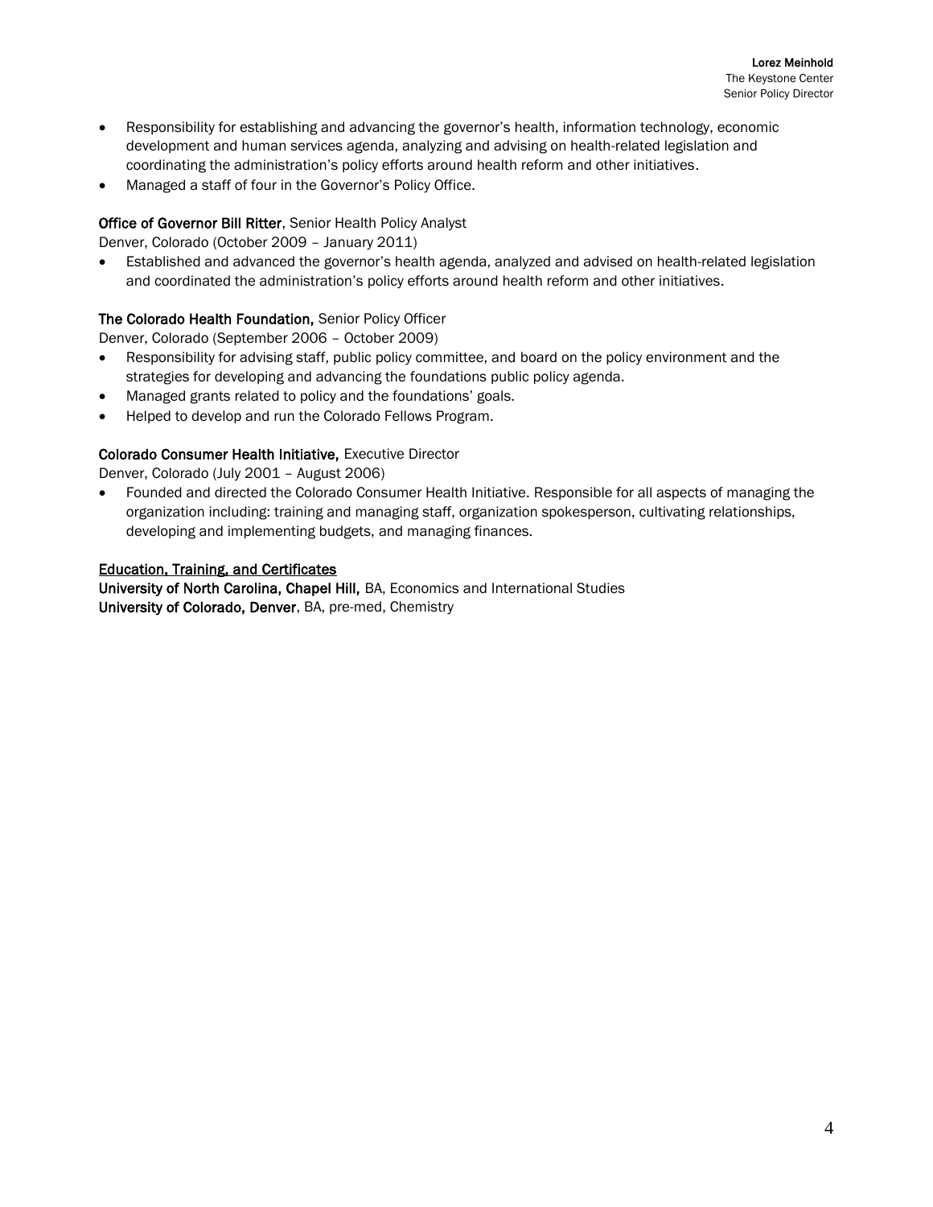- Responsibility for establishing and advancing the governor's health, information technology, economic development and human services agenda, analyzing and advising on health-related legislation and coordinating the administration's policy efforts around health reform and other initiatives.
- Managed a staff of four in the Governor's Policy Office.

**Office of Governor Bill Ritter**, Senior Health Policy Analyst
Denver, Colorado (October 2009 – January 2011)

- Established and advanced the governor's health agenda, analyzed and advised on health-related legislation and coordinated the administration's policy efforts around health reform and other initiatives.

**The Colorado Health Foundation,** Senior Policy Officer
Denver, Colorado (September 2006 – October 2009)

- Responsibility for advising staff, public policy committee, and board on the policy environment and the strategies for developing and advancing the foundations public policy agenda.
- Managed grants related to policy and the foundations' goals.
- Helped to develop and run the Colorado Fellows Program.

**Colorado Consumer Health Initiative,** Executive Director
Denver, Colorado (July 2001 – August 2006)

- Founded and directed the Colorado Consumer Health Initiative. Responsible for all aspects of managing the organization including: training and managing staff, organization spokesperson, cultivating relationships, developing and implementing budgets, and managing finances.

## Education, Training, and Certificates

**University of North Carolina, Chapel Hill,** BA, Economics and International Studies
**University of Colorado, Denver**, BA, pre-med, Chemistry